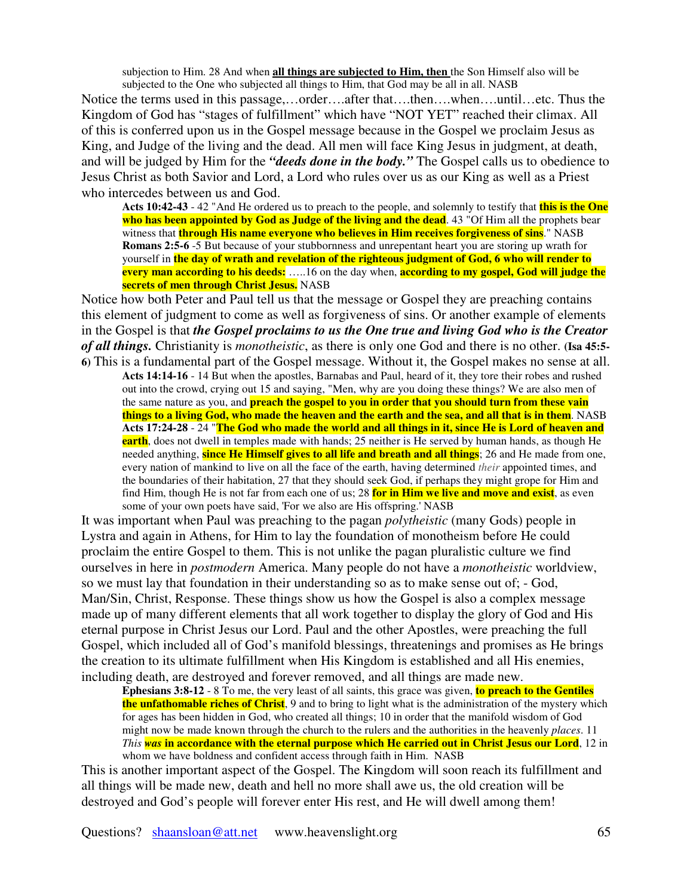subjection to Him. 28 And when **all things are subjected to Him, then** the Son Himself also will be subjected to the One who subjected all things to Him, that God may be all in all. NASB

Notice the terms used in this passage,…order….after that….then….when….until…etc. Thus the Kingdom of God has "stages of fulfillment" which have "NOT YET" reached their climax. All of this is conferred upon us in the Gospel message because in the Gospel we proclaim Jesus as King, and Judge of the living and the dead. All men will face King Jesus in judgment, at death, and will be judged by Him for the ***"deeds done in the body."*** The Gospel calls us to obedience to Jesus Christ as both Savior and Lord, a Lord who rules over us as our King as well as a Priest who intercedes between us and God.

> **Acts 10:42-43** - 42 "And He ordered us to preach to the people, and solemnly to testify that **this is the One who has been appointed by God as Judge of the living and the dead**. 43 "Of Him all the prophets bear witness that **through His name everyone who believes in Him receives forgiveness of sins**." NASB
>
> **Romans 2:5-6** -5 But because of your stubbornness and unrepentant heart you are storing up wrath for yourself in **the day of wrath and revelation of the righteous judgment of God, 6 who will render to every man according to his deeds:** …..16 on the day when, **according to my gospel, God will judge the secrets of men through Christ Jesus.** NASB

Notice how both Peter and Paul tell us that the message or Gospel they are preaching contains this element of judgment to come as well as forgiveness of sins. Or another example of elements in the Gospel is that ***the Gospel proclaims to us the One true and living God who is the Creator of all things.*** Christianity is *monotheistic*, as there is only one God and there is no other. **(Isa 45:5-6)** This is a fundamental part of the Gospel message. Without it, the Gospel makes no sense at all.

> **Acts 14:14-16** - 14 But when the apostles, Barnabas and Paul, heard of it, they tore their robes and rushed out into the crowd, crying out 15 and saying, "Men, why are you doing these things? We are also men of the same nature as you, and **preach the gospel to you in order that you should turn from these vain things to a living God, who made the heaven and the earth and the sea, and all that is in them**. NASB
>
> **Acts 17:24-28** - 24 "**The God who made the world and all things in it, since He is Lord of heaven and earth**, does not dwell in temples made with hands; 25 neither is He served by human hands, as though He needed anything, **since He Himself gives to all life and breath and all things**; 26 and He made from one, every nation of mankind to live on all the face of the earth, having determined *their* appointed times, and the boundaries of their habitation, 27 that they should seek God, if perhaps they might grope for Him and find Him, though He is not far from each one of us; 28 **for in Him we live and move and exist**, as even some of your own poets have said, 'For we also are His offspring.' NASB

It was important when Paul was preaching to the pagan *polytheistic* (many Gods) people in Lystra and again in Athens, for Him to lay the foundation of monotheism before He could proclaim the entire Gospel to them. This is not unlike the pagan pluralistic culture we find ourselves in here in *postmodern* America. Many people do not have a *monotheistic* worldview, so we must lay that foundation in their understanding so as to make sense out of; - God, Man/Sin, Christ, Response. These things show us how the Gospel is also a complex message made up of many different elements that all work together to display the glory of God and His eternal purpose in Christ Jesus our Lord. Paul and the other Apostles, were preaching the full Gospel, which included all of God's manifold blessings, threatenings and promises as He brings the creation to its ultimate fulfillment when His Kingdom is established and all His enemies, including death, are destroyed and forever removed, and all things are made new.

> **Ephesians 3:8-12** - 8 To me, the very least of all saints, this grace was given, **to preach to the Gentiles the unfathomable riches of Christ**, 9 and to bring to light what is the administration of the mystery which for ages has been hidden in God, who created all things; 10 in order that the manifold wisdom of God might now be made known through the church to the rulers and the authorities in the heavenly *places*. 11 *This* ***was*** **in accordance with the eternal purpose which He carried out in Christ Jesus our Lord**, 12 in whom we have boldness and confident access through faith in Him. NASB

This is another important aspect of the Gospel. The Kingdom will soon reach its fulfillment and all things will be made new, death and hell no more shall awe us, the old creation will be destroyed and God's people will forever enter His rest, and He will dwell among them!

Questions? shaansloan@att.net www.heavenslight.org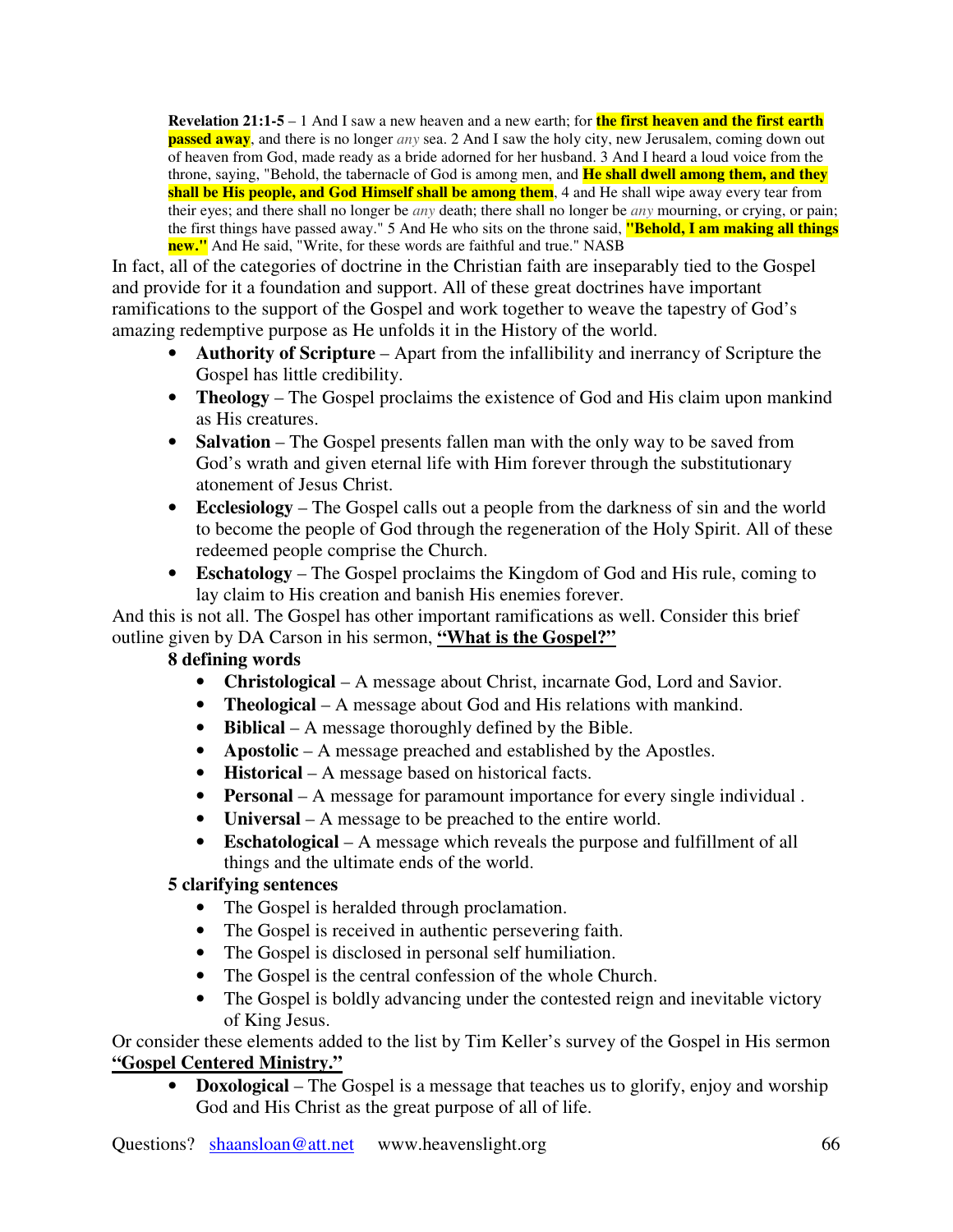**Revelation 21:1-5** – 1 And I saw a new heaven and a new earth; for **the first heaven and the first earth passed away**, and there is no longer *any* sea. 2 And I saw the holy city, new Jerusalem, coming down out of heaven from God, made ready as a bride adorned for her husband. 3 And I heard a loud voice from the throne, saying, "Behold, the tabernacle of God is among men, and **He shall dwell among them, and they shall be His people, and God Himself shall be among them**, 4 and He shall wipe away every tear from their eyes; and there shall no longer be *any* death; there shall no longer be *any* mourning, or crying, or pain; the first things have passed away." 5 And He who sits on the throne said, **"Behold, I am making all things new."** And He said, "Write, for these words are faithful and true." NASB

In fact, all of the categories of doctrine in the Christian faith are inseparably tied to the Gospel and provide for it a foundation and support. All of these great doctrines have important ramifications to the support of the Gospel and work together to weave the tapestry of God's amazing redemptive purpose as He unfolds it in the History of the world.

- **Authority of Scripture** – Apart from the infallibility and inerrancy of Scripture the Gospel has little credibility.
- **Theology** – The Gospel proclaims the existence of God and His claim upon mankind as His creatures.
- **Salvation** – The Gospel presents fallen man with the only way to be saved from God's wrath and given eternal life with Him forever through the substitutionary atonement of Jesus Christ.
- **Ecclesiology** – The Gospel calls out a people from the darkness of sin and the world to become the people of God through the regeneration of the Holy Spirit. All of these redeemed people comprise the Church.
- **Eschatology** – The Gospel proclaims the Kingdom of God and His rule, coming to lay claim to His creation and banish His enemies forever.

And this is not all. The Gospel has other important ramifications as well. Consider this brief outline given by DA Carson in his sermon, **"What is the Gospel?"**

**8 defining words**

- **Christological** – A message about Christ, incarnate God, Lord and Savior.
- **Theological** – A message about God and His relations with mankind.
- **Biblical** – A message thoroughly defined by the Bible.
- **Apostolic** – A message preached and established by the Apostles.
- **Historical** – A message based on historical facts.
- **Personal** – A message for paramount importance for every single individual .
- **Universal** – A message to be preached to the entire world.
- **Eschatological** – A message which reveals the purpose and fulfillment of all things and the ultimate ends of the world.

**5 clarifying sentences**

- The Gospel is heralded through proclamation.
- The Gospel is received in authentic persevering faith.
- The Gospel is disclosed in personal self humiliation.
- The Gospel is the central confession of the whole Church.
- The Gospel is boldly advancing under the contested reign and inevitable victory of King Jesus.

Or consider these elements added to the list by Tim Keller's survey of the Gospel in His sermon **"Gospel Centered Ministry."**

- **Doxological** – The Gospel is a message that teaches us to glorify, enjoy and worship God and His Christ as the great purpose of all of life.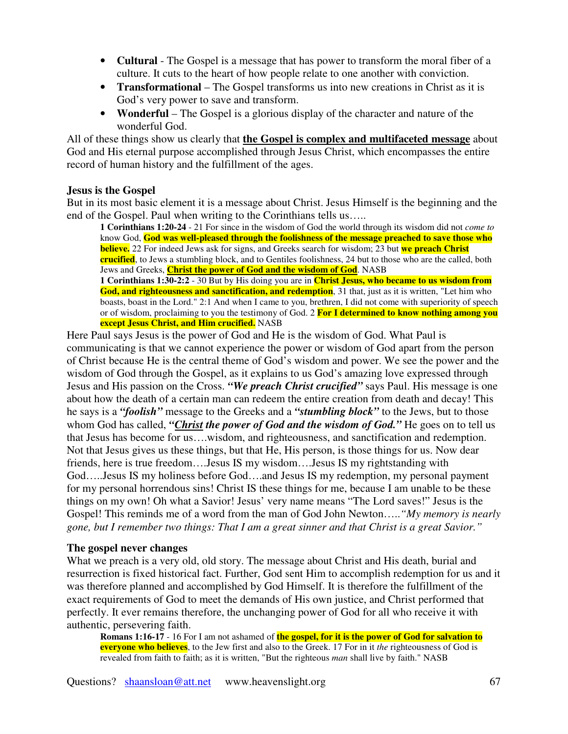- **Cultural** - The Gospel is a message that has power to transform the moral fiber of a culture. It cuts to the heart of how people relate to one another with conviction.
- **Transformational** – The Gospel transforms us into new creations in Christ as it is God's very power to save and transform.
- **Wonderful** – The Gospel is a glorious display of the character and nature of the wonderful God.

All of these things show us clearly that **the Gospel is complex and multifaceted message** about God and His eternal purpose accomplished through Jesus Christ, which encompasses the entire record of human history and the fulfillment of the ages.

### Jesus is the Gospel

But in its most basic element it is a message about Christ. Jesus Himself is the beginning and the end of the Gospel. Paul when writing to the Corinthians tells us…..

> **1 Corinthians 1:20-24** - 21 For since in the wisdom of God the world through its wisdom did not *come to* know God, **God was well-pleased through the foolishness of the message preached to save those who believe.** 22 For indeed Jews ask for signs, and Greeks search for wisdom; 23 but **we preach Christ crucified**, to Jews a stumbling block, and to Gentiles foolishness, 24 but to those who are the called, both Jews and Greeks, **Christ the power of God and the wisdom of God**. NASB
>
> **1 Corinthians 1:30-2:2** - 30 But by His doing you are in **Christ Jesus, who became to us wisdom from God, and righteousness and sanctification, and redemption**, 31 that, just as it is written, "Let him who boasts, boast in the Lord." 2:1 And when I came to you, brethren, I did not come with superiority of speech or of wisdom, proclaiming to you the testimony of God. 2 **For I determined to know nothing among you except Jesus Christ, and Him crucified.** NASB

Here Paul says Jesus is the power of God and He is the wisdom of God. What Paul is communicating is that we cannot experience the power or wisdom of God apart from the person of Christ because He is the central theme of God's wisdom and power. We see the power and the wisdom of God through the Gospel, as it explains to us God's amazing love expressed through Jesus and His passion on the Cross. ***"We preach Christ crucified"*** says Paul. His message is one about how the death of a certain man can redeem the entire creation from death and decay! This he says is a ***"foolish"*** message to the Greeks and a ***"stumbling block"*** to the Jews, but to those whom God has called, ***"Christ the power of God and the wisdom of God."*** He goes on to tell us that Jesus has become for us….wisdom, and righteousness, and sanctification and redemption. Not that Jesus gives us these things, but that He, His person, is those things for us. Now dear friends, here is true freedom….Jesus IS my wisdom….Jesus IS my rightstanding with God…..Jesus IS my holiness before God….and Jesus IS my redemption, my personal payment for my personal horrendous sins! Christ IS these things for me, because I am unable to be these things on my own! Oh what a Savior! Jesus' very name means "The Lord saves!" Jesus is the Gospel! This reminds me of a word from the man of God John Newton…..*"My memory is nearly gone, but I remember two things: That I am a great sinner and that Christ is a great Savior."*

### The gospel never changes

What we preach is a very old, old story. The message about Christ and His death, burial and resurrection is fixed historical fact. Further, God sent Him to accomplish redemption for us and it was therefore planned and accomplished by God Himself. It is therefore the fulfillment of the exact requirements of God to meet the demands of His own justice, and Christ performed that perfectly. It ever remains therefore, the unchanging power of God for all who receive it with authentic, persevering faith.

> **Romans 1:16-17** - 16 For I am not ashamed of **the gospel, for it is the power of God for salvation to everyone who believes**, to the Jew first and also to the Greek. 17 For in it *the* righteousness of God is revealed from faith to faith; as it is written, "But the righteous *man* shall live by faith." NASB